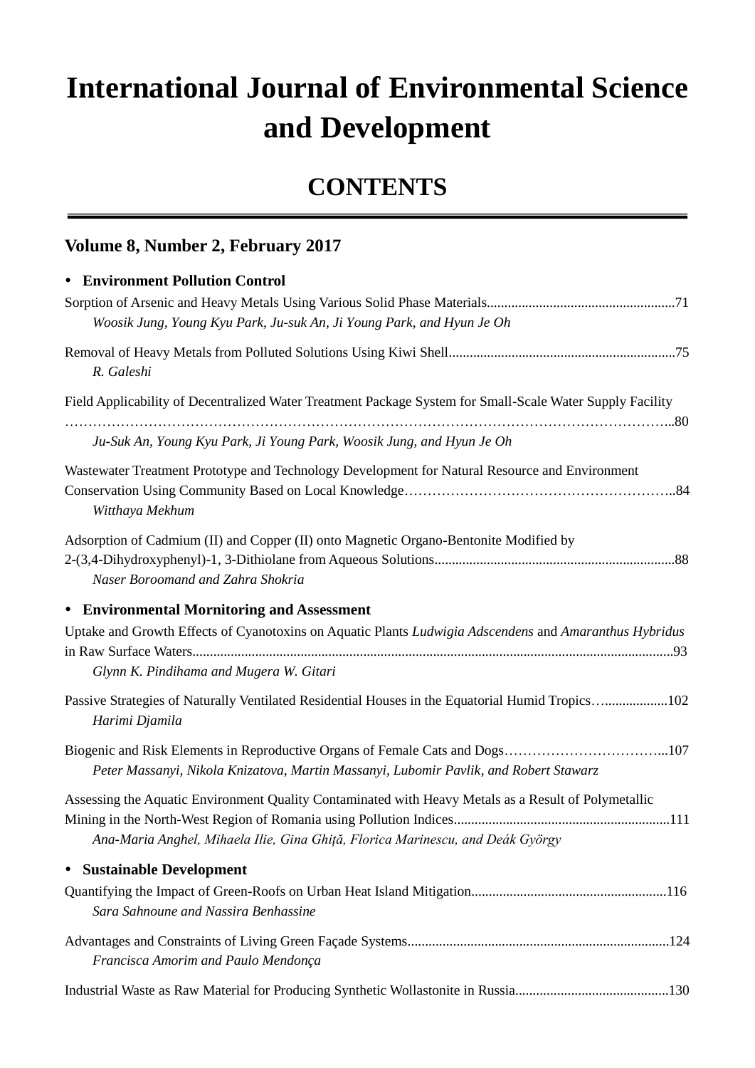# International Journal of Environmental Science and Development

## CONTENTS

### Volume 8, Number 2, February 2017

- **Environment Pollution Control**

Sorption of Arsenic and Heavy Metals Using Various Solid Phase Materials......................................................71
*Woosik Jung, Young Kyu Park, Ju-suk An, Ji Young Park, and Hyun Je Oh*

Removal of Heavy Metals from Polluted Solutions Using Kiwi Shell.................................................................75
*R. Galeshi*

Field Applicability of Decentralized Water Treatment Package System for Small-Scale Water Supply Facility ………………………………………………………………………………………………………………..80
*Ju-Suk An, Young Kyu Park, Ji Young Park, Woosik Jung, and Hyun Je Oh*

Wastewater Treatment Prototype and Technology Development for Natural Resource and Environment Conservation Using Community Based on Local Knowledge…………………………………………………..84
*Witthaya Mekhum*

Adsorption of Cadmium (II) and Copper (II) onto Magnetic Organo-Bentonite Modified by 2-(3,4-Dihydroxyphenyl)-1, 3-Dithiolane from Aqueous Solutions....................................................................88
*Naser Boroomand and Zahra Shokria*

- **Environmental Mornitoring and Assessment**

Uptake and Growth Effects of Cyanotoxins on Aquatic Plants *Ludwigia Adscendens* and *Amaranthus Hybridus* in Raw Surface Waters..........................................................................................................................................93
*Glynn K. Pindihama and Mugera W. Gitari*

Passive Strategies of Naturally Ventilated Residential Houses in the Equatorial Humid Tropics…..................102
*Harimi Djamila*

Biogenic and Risk Elements in Reproductive Organs of Female Cats and Dogs……………………………...107
*Peter Massanyi, Nikola Knizatova, Martin Massanyi, Lubomir Pavlik, and Robert Stawarz*

Assessing the Aquatic Environment Quality Contaminated with Heavy Metals as a Result of Polymetallic Mining in the North-West Region of Romania using Pollution Indices.............................................................111
*Ana-Maria Anghel, Mihaela Ilie, Gina Ghiță, Florica Marinescu, and Deák György*

- **Sustainable Development**

Quantifying the Impact of Green-Roofs on Urban Heat Island Mitigation........................................................116
*Sara Sahnoune and Nassira Benhassine*

Advantages and Constraints of Living Green Façade Systems...........................................................................124
*Francisca Amorim and Paulo Mendonça*

Industrial Waste as Raw Material for Producing Synthetic Wollastonite in Russia............................................130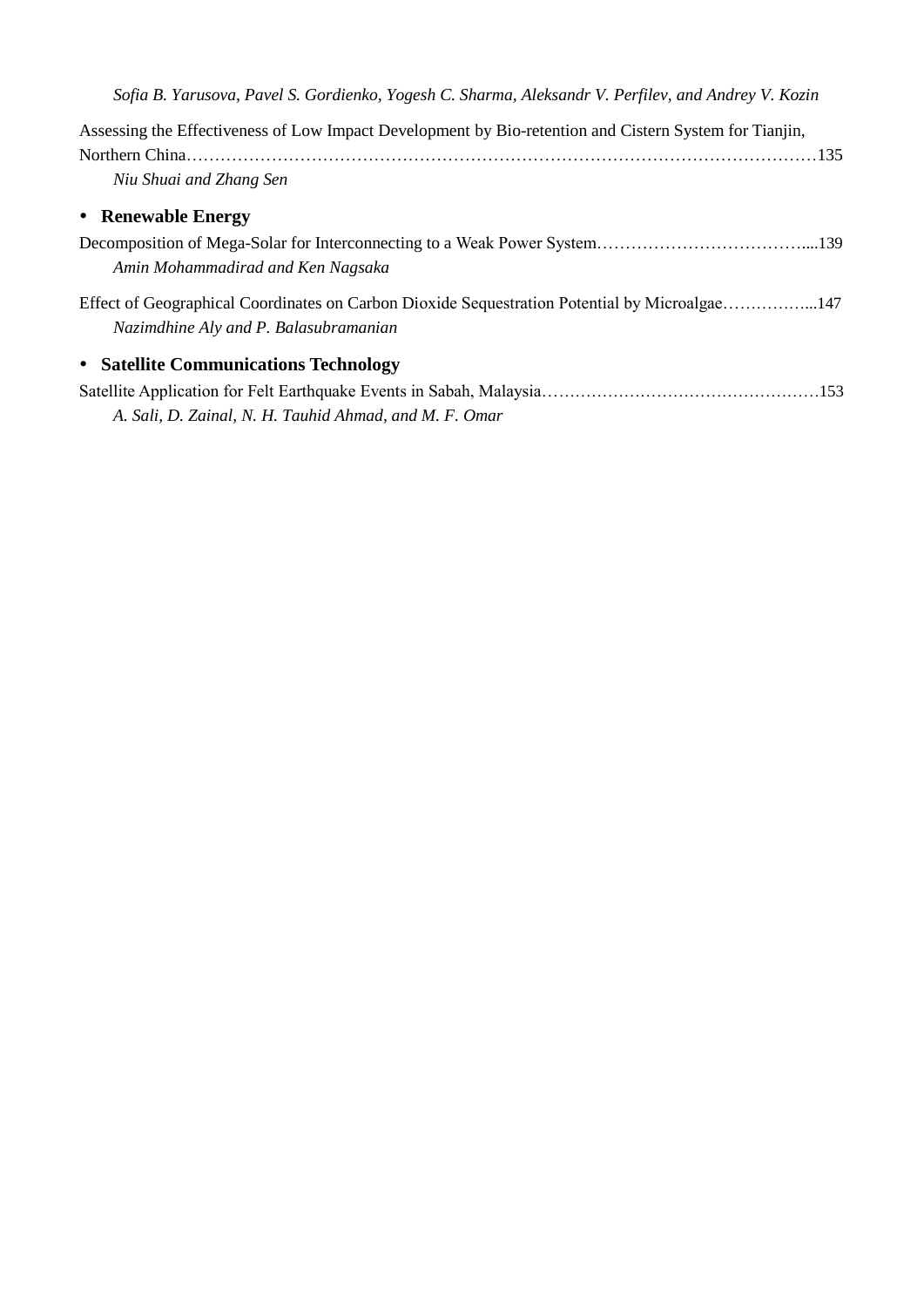*Sofia B. Yarusova, Pavel S. Gordienko, Yogesh C. Sharma, Aleksandr V. Perfilev, and Andrey V. Kozin*

Assessing the Effectiveness of Low Impact Development by Bio-retention and Cistern System for Tianjin, Northern China……………………………………………………………………………………………………135
*Niu Shuai and Zhang Sen*

- **Renewable Energy**

Decomposition of Mega-Solar for Interconnecting to a Weak Power System………………………………....139
*Amin Mohammadirad and Ken Nagsaka*

Effect of Geographical Coordinates on Carbon Dioxide Sequestration Potential by Microalgae……………...147
*Nazimdhine Aly and P. Balasubramanian*

- **Satellite Communications Technology**

Satellite Application for Felt Earthquake Events in Sabah, Malaysia……………………………………………153
*A. Sali, D. Zainal, N. H. Tauhid Ahmad, and M. F. Omar*